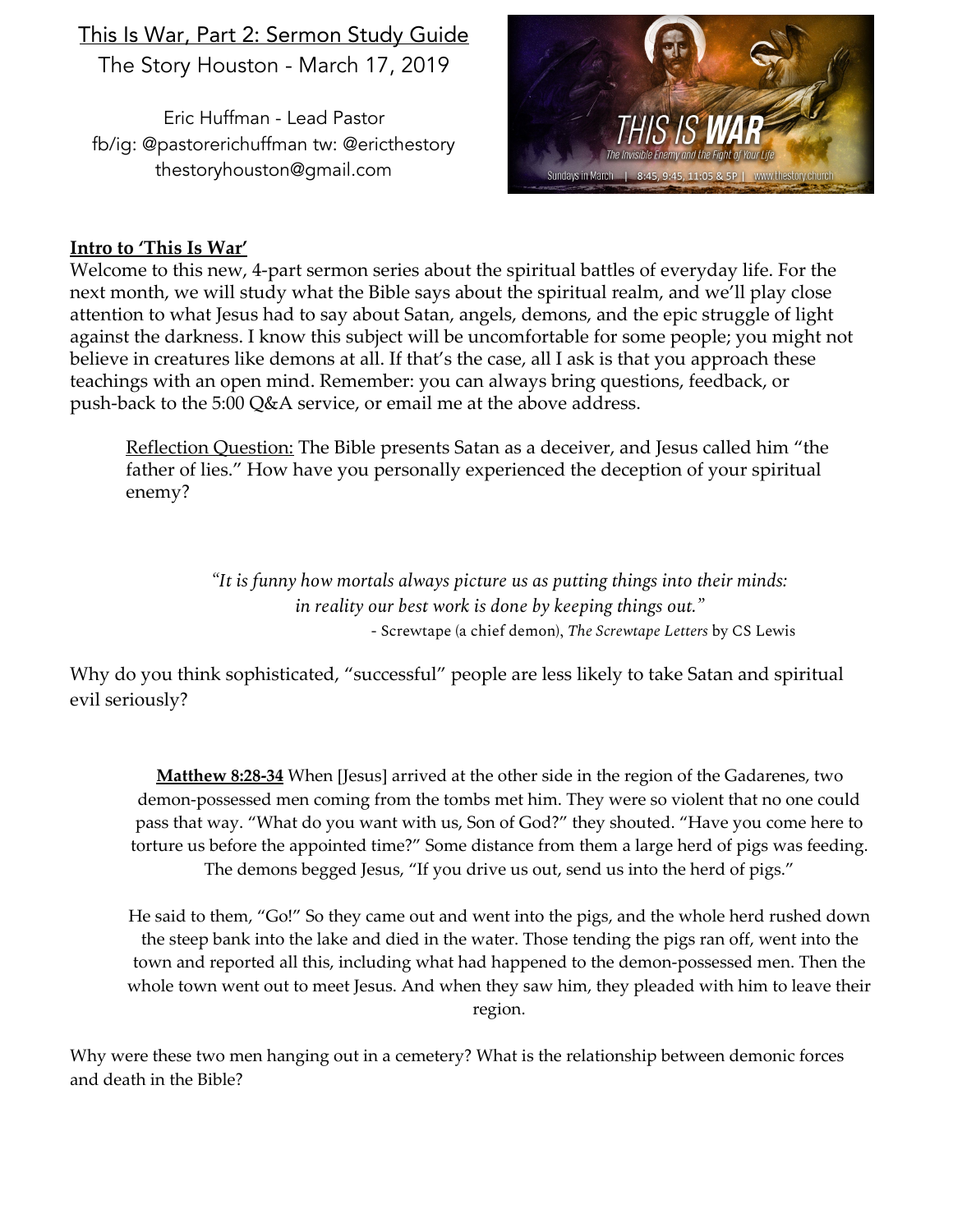This Is War, Part 2: Sermon Study Guide

The Story Houston - March 17, 2019

Eric Huffman - Lead Pastor

fb/ig: @pastorerichuffman tw: @ericthestory

thestoryhouston@gmail.com

**Intro to 'This Is War'**

Welcome to this new, 4-part sermon series about the spiritual battles of everyday life. For the next month, we will study what the Bible says about the spiritual realm, and we'll play close attention to what Jesus had to say about Satan, angels, demons, and the epic struggle of light against the darkness. I know this subject will be uncomfortable for some people; you might not believe in creatures like demons at all. If that's the case, all I ask is that you approach these teachings with an open mind. Remember: you can always bring questions, feedback, or push-back to the 5:00 Q&A service, or email me at the above address.

> Reflection Question: The Bible presents Satan as a deceiver, and Jesus called him "the father of lies." How have you personally experienced the deception of your spiritual enemy?

> *"It is funny how mortals always picture us as putting things into their minds: in reality our best work is done by keeping things out."*
> \- Screwtape (a chief demon), *The Screwtape Letters* by CS Lewis

Why do you think sophisticated, "successful" people are less likely to take Satan and spiritual evil seriously?

> **Matthew 8:28-34** When [Jesus] arrived at the other side in the region of the Gadarenes, two demon-possessed men coming from the tombs met him. They were so violent that no one could pass that way. "What do you want with us, Son of God?" they shouted. "Have you come here to torture us before the appointed time?" Some distance from them a large herd of pigs was feeding. The demons begged Jesus, "If you drive us out, send us into the herd of pigs."
>
> He said to them, "Go!" So they came out and went into the pigs, and the whole herd rushed down the steep bank into the lake and died in the water. Those tending the pigs ran off, went into the town and reported all this, including what had happened to the demon-possessed men. Then the whole town went out to meet Jesus. And when they saw him, they pleaded with him to leave their region.

Why were these two men hanging out in a cemetery? What is the relationship between demonic forces and death in the Bible?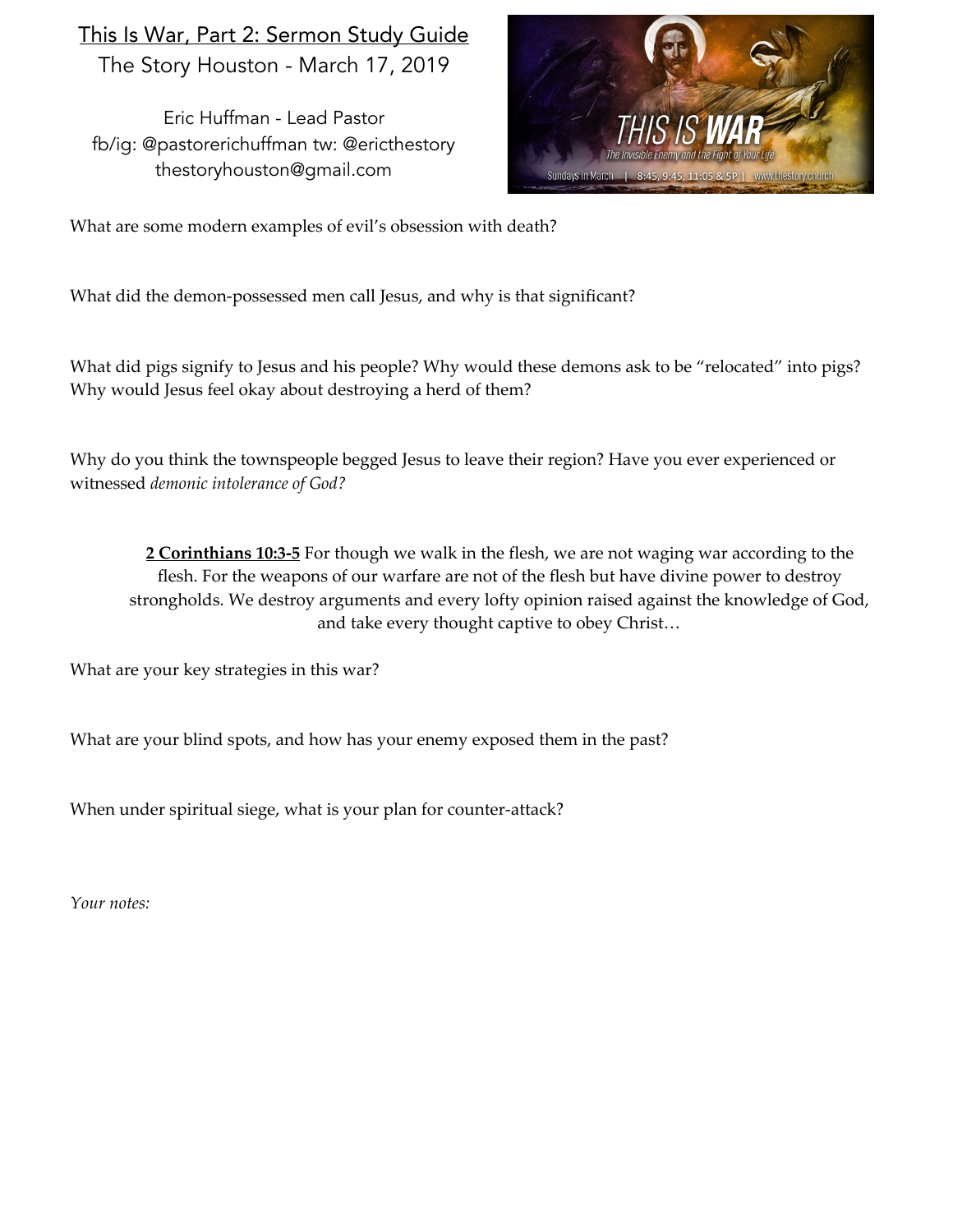This Is War, Part 2: Sermon Study Guide

The Story Houston - March 17, 2019

Eric Huffman - Lead Pastor
fb/ig: @pastorerichuffman tw: @ericthestory
thestoryhouston@gmail.com

What are some modern examples of evil's obsession with death?

What did the demon-possessed men call Jesus, and why is that significant?

What did pigs signify to Jesus and his people? Why would these demons ask to be "relocated" into pigs? Why would Jesus feel okay about destroying a herd of them?

Why do you think the townspeople begged Jesus to leave their region? Have you ever experienced or witnessed *demonic intolerance of God?*

> **2 Corinthians 10:3-5** For though we walk in the flesh, we are not waging war according to the flesh. For the weapons of our warfare are not of the flesh but have divine power to destroy strongholds. We destroy arguments and every lofty opinion raised against the knowledge of God, and take every thought captive to obey Christ…

What are your key strategies in this war?

What are your blind spots, and how has your enemy exposed them in the past?

When under spiritual siege, what is your plan for counter-attack?

*Your notes:*